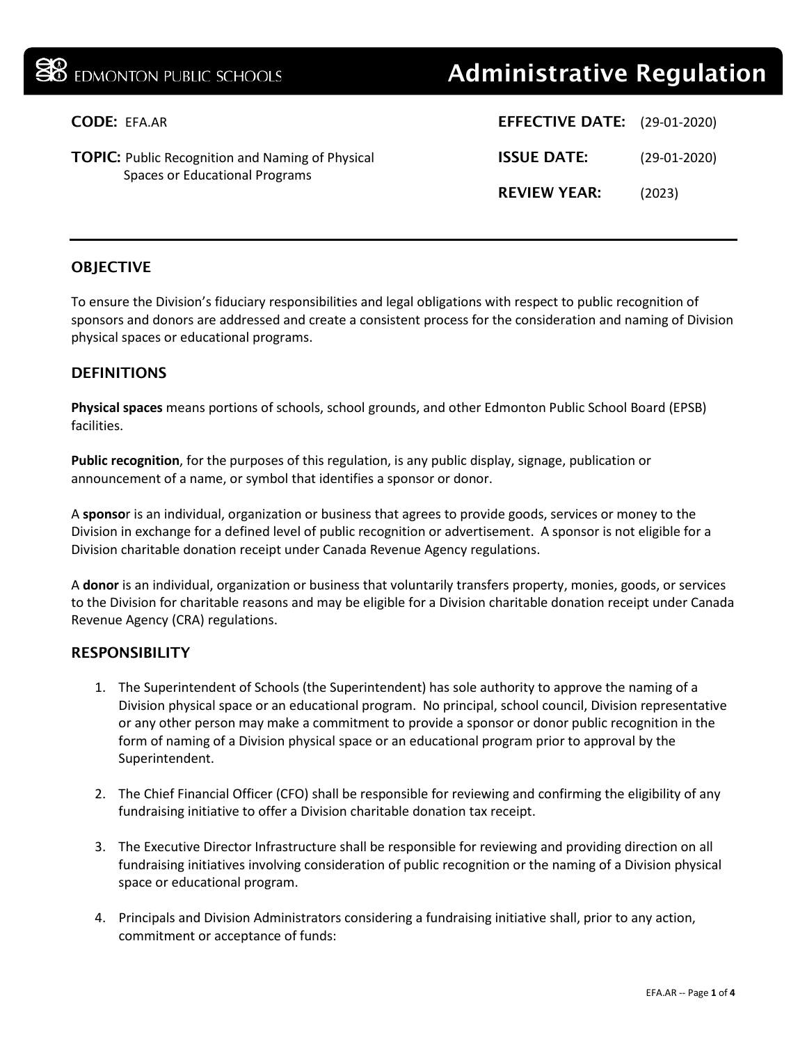EDMONTON PUBLIC SCHOOLS

# Administrative Regulation

**CODE:** EFA.AR

**TOPIC:** Public Recognition and Naming of Physical Spaces or Educational Programs

**EFFECTIVE DATE:** (29-01-2020)

**ISSUE DATE:** (29-01-2020)

**REVIEW YEAR:** (2023)

## OBJECTIVE

To ensure the Division's fiduciary responsibilities and legal obligations with respect to public recognition of sponsors and donors are addressed and create a consistent process for the consideration and naming of Division physical spaces or educational programs.

## DEFINITIONS

**Physical spaces** means portions of schools, school grounds, and other Edmonton Public School Board (EPSB) facilities.

**Public recognition**, for the purposes of this regulation, is any public display, signage, publication or announcement of a name, or symbol that identifies a sponsor or donor.

A **sponsor** is an individual, organization or business that agrees to provide goods, services or money to the Division in exchange for a defined level of public recognition or advertisement. A sponsor is not eligible for a Division charitable donation receipt under Canada Revenue Agency regulations.

A **donor** is an individual, organization or business that voluntarily transfers property, monies, goods, or services to the Division for charitable reasons and may be eligible for a Division charitable donation receipt under Canada Revenue Agency (CRA) regulations.

## RESPONSIBILITY

1. The Superintendent of Schools (the Superintendent) has sole authority to approve the naming of a Division physical space or an educational program. No principal, school council, Division representative or any other person may make a commitment to provide a sponsor or donor public recognition in the form of naming of a Division physical space or an educational program prior to approval by the Superintendent.

2. The Chief Financial Officer (CFO) shall be responsible for reviewing and confirming the eligibility of any fundraising initiative to offer a Division charitable donation tax receipt.

3. The Executive Director Infrastructure shall be responsible for reviewing and providing direction on all fundraising initiatives involving consideration of public recognition or the naming of a Division physical space or educational program.

4. Principals and Division Administrators considering a fundraising initiative shall, prior to any action, commitment or acceptance of funds: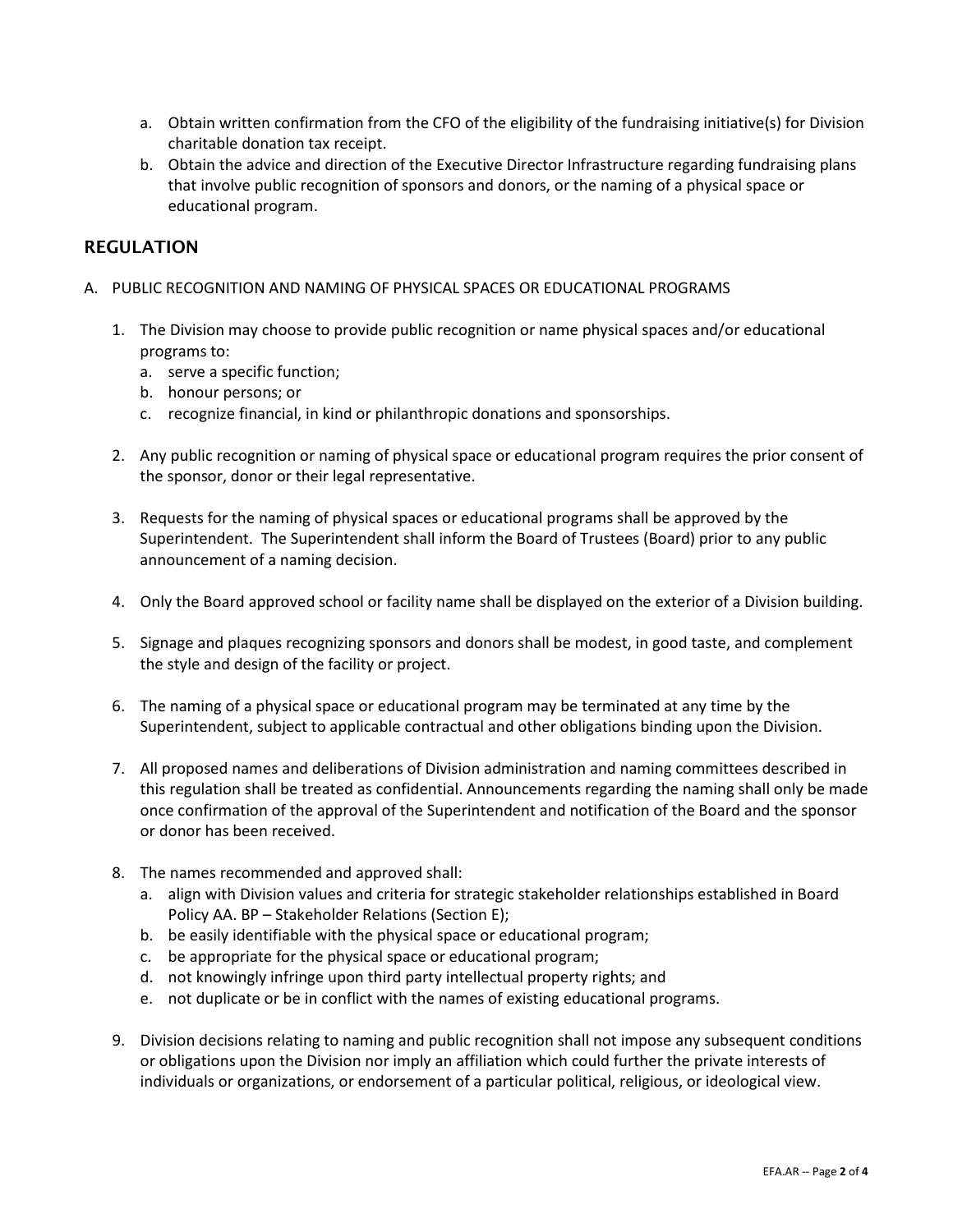a. Obtain written confirmation from the CFO of the eligibility of the fundraising initiative(s) for Division charitable donation tax receipt.
b. Obtain the advice and direction of the Executive Director Infrastructure regarding fundraising plans that involve public recognition of sponsors and donors, or the naming of a physical space or educational program.

## REGULATION

A. PUBLIC RECOGNITION AND NAMING OF PHYSICAL SPACES OR EDUCATIONAL PROGRAMS

1. The Division may choose to provide public recognition or name physical spaces and/or educational programs to:
   a. serve a specific function;
   b. honour persons; or
   c. recognize financial, in kind or philanthropic donations and sponsorships.

2. Any public recognition or naming of physical space or educational program requires the prior consent of the sponsor, donor or their legal representative.

3. Requests for the naming of physical spaces or educational programs shall be approved by the Superintendent. The Superintendent shall inform the Board of Trustees (Board) prior to any public announcement of a naming decision.

4. Only the Board approved school or facility name shall be displayed on the exterior of a Division building.

5. Signage and plaques recognizing sponsors and donors shall be modest, in good taste, and complement the style and design of the facility or project.

6. The naming of a physical space or educational program may be terminated at any time by the Superintendent, subject to applicable contractual and other obligations binding upon the Division.

7. All proposed names and deliberations of Division administration and naming committees described in this regulation shall be treated as confidential. Announcements regarding the naming shall only be made once confirmation of the approval of the Superintendent and notification of the Board and the sponsor or donor has been received.

8. The names recommended and approved shall:
   a. align with Division values and criteria for strategic stakeholder relationships established in Board Policy AA. BP – Stakeholder Relations (Section E);
   b. be easily identifiable with the physical space or educational program;
   c. be appropriate for the physical space or educational program;
   d. not knowingly infringe upon third party intellectual property rights; and
   e. not duplicate or be in conflict with the names of existing educational programs.

9. Division decisions relating to naming and public recognition shall not impose any subsequent conditions or obligations upon the Division nor imply an affiliation which could further the private interests of individuals or organizations, or endorsement of a particular political, religious, or ideological view.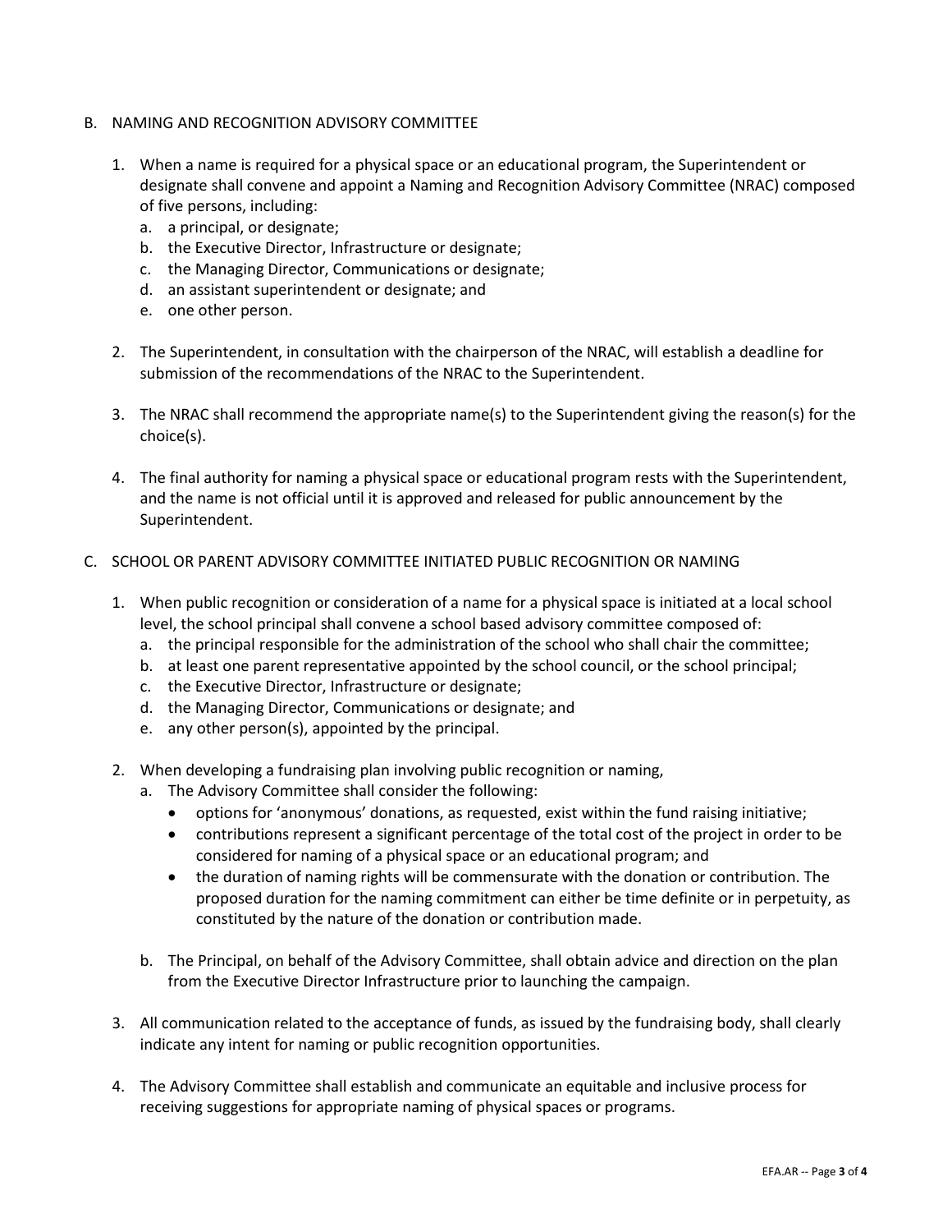## B. NAMING AND RECOGNITION ADVISORY COMMITTEE

1. When a name is required for a physical space or an educational program, the Superintendent or designate shall convene and appoint a Naming and Recognition Advisory Committee (NRAC) composed of five persons, including:
   a. a principal, or designate;
   b. the Executive Director, Infrastructure or designate;
   c. the Managing Director, Communications or designate;
   d. an assistant superintendent or designate; and
   e. one other person.

2. The Superintendent, in consultation with the chairperson of the NRAC, will establish a deadline for submission of the recommendations of the NRAC to the Superintendent.

3. The NRAC shall recommend the appropriate name(s) to the Superintendent giving the reason(s) for the choice(s).

4. The final authority for naming a physical space or educational program rests with the Superintendent, and the name is not official until it is approved and released for public announcement by the Superintendent.

## C. SCHOOL OR PARENT ADVISORY COMMITTEE INITIATED PUBLIC RECOGNITION OR NAMING

1. When public recognition or consideration of a name for a physical space is initiated at a local school level, the school principal shall convene a school based advisory committee composed of:
   a. the principal responsible for the administration of the school who shall chair the committee;
   b. at least one parent representative appointed by the school council, or the school principal;
   c. the Executive Director, Infrastructure or designate;
   d. the Managing Director, Communications or designate; and
   e. any other person(s), appointed by the principal.

2. When developing a fundraising plan involving public recognition or naming,
   a. The Advisory Committee shall consider the following:
      - options for 'anonymous' donations, as requested, exist within the fund raising initiative;
      - contributions represent a significant percentage of the total cost of the project in order to be considered for naming of a physical space or an educational program; and
      - the duration of naming rights will be commensurate with the donation or contribution. The proposed duration for the naming commitment can either be time definite or in perpetuity, as constituted by the nature of the donation or contribution made.

   b. The Principal, on behalf of the Advisory Committee, shall obtain advice and direction on the plan from the Executive Director Infrastructure prior to launching the campaign.

3. All communication related to the acceptance of funds, as issued by the fundraising body, shall clearly indicate any intent for naming or public recognition opportunities.

4. The Advisory Committee shall establish and communicate an equitable and inclusive process for receiving suggestions for appropriate naming of physical spaces or programs.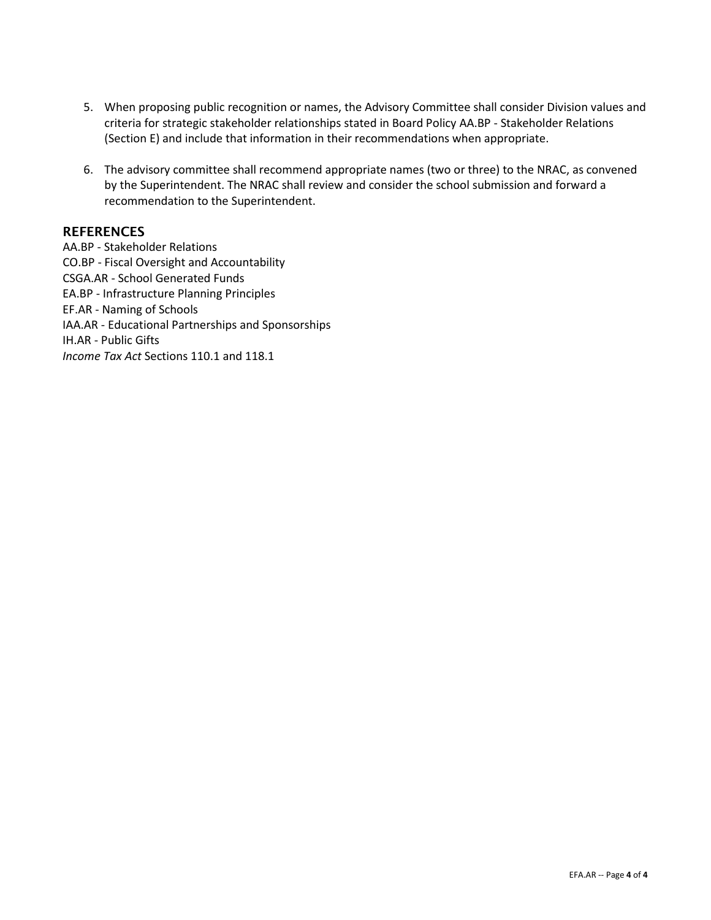5. When proposing public recognition or names, the Advisory Committee shall consider Division values and criteria for strategic stakeholder relationships stated in Board Policy AA.BP - Stakeholder Relations (Section E) and include that information in their recommendations when appropriate.

6. The advisory committee shall recommend appropriate names (two or three) to the NRAC, as convened by the Superintendent. The NRAC shall review and consider the school submission and forward a recommendation to the Superintendent.

## REFERENCES

AA.BP - Stakeholder Relations
CO.BP - Fiscal Oversight and Accountability
CSGA.AR - School Generated Funds
EA.BP - Infrastructure Planning Principles
EF.AR - Naming of Schools
IAA.AR - Educational Partnerships and Sponsorships
IH.AR - Public Gifts
*Income Tax Act* Sections 110.1 and 118.1